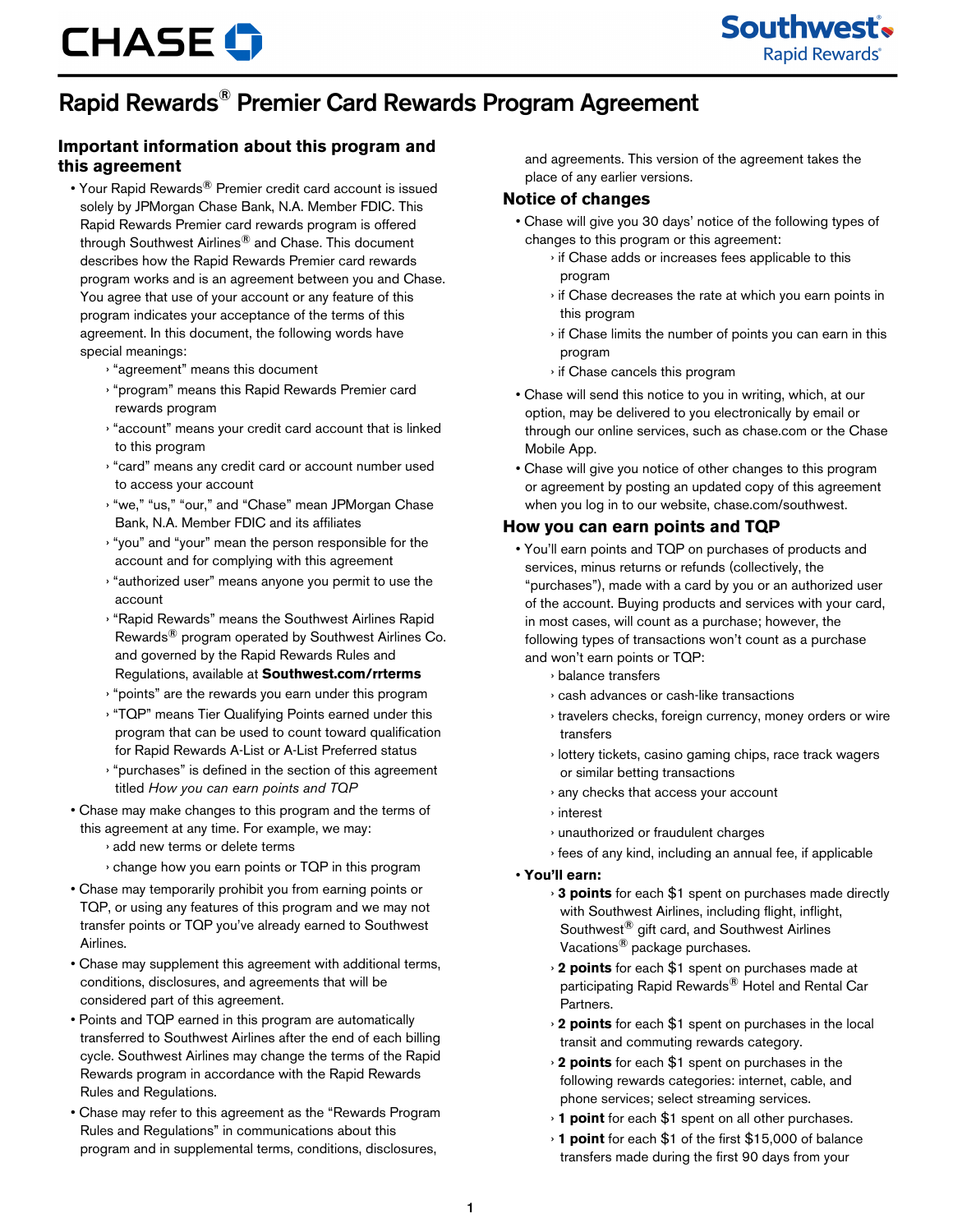# Rapid Rewards® Premier Card Rewards Program Agreement

## Important information about this program and this agreement

- Your Rapid Rewards® Premier credit card account is issued solely by JPMorgan Chase Bank, N.A. Member FDIC. This Rapid Rewards Premier card rewards program is offered through Southwest Airlines® and Chase. This document describes how the Rapid Rewards Premier card rewards program works and is an agreement between you and Chase. You agree that use of your account or any feature of this program indicates your acceptance of the terms of this agreement. In this document, the following words have special meanings:
  - "agreement" means this document
  - "program" means this Rapid Rewards Premier card rewards program
  - "account" means your credit card account that is linked to this program
  - "card" means any credit card or account number used to access your account
  - "we," "us," "our," and "Chase" mean JPMorgan Chase Bank, N.A. Member FDIC and its affiliates
  - "you" and "your" mean the person responsible for the account and for complying with this agreement
  - "authorized user" means anyone you permit to use the account
  - "Rapid Rewards" means the Southwest Airlines Rapid Rewards® program operated by Southwest Airlines Co. and governed by the Rapid Rewards Rules and Regulations, available at **Southwest.com/rrterms**
  - "points" are the rewards you earn under this program
  - "TQP" means Tier Qualifying Points earned under this program that can be used to count toward qualification for Rapid Rewards A-List or A-List Preferred status
  - "purchases" is defined in the section of this agreement titled *How you can earn points and TQP*
- Chase may make changes to this program and the terms of this agreement at any time. For example, we may:
  - add new terms or delete terms
  - change how you earn points or TQP in this program
- Chase may temporarily prohibit you from earning points or TQP, or using any features of this program and we may not transfer points or TQP you've already earned to Southwest Airlines.
- Chase may supplement this agreement with additional terms, conditions, disclosures, and agreements that will be considered part of this agreement.
- Points and TQP earned in this program are automatically transferred to Southwest Airlines after the end of each billing cycle. Southwest Airlines may change the terms of the Rapid Rewards program in accordance with the Rapid Rewards Rules and Regulations.
- Chase may refer to this agreement as the "Rewards Program Rules and Regulations" in communications about this program and in supplemental terms, conditions, disclosures, and agreements. This version of the agreement takes the place of any earlier versions.

## Notice of changes

- Chase will give you 30 days' notice of the following types of changes to this program or this agreement:
  - if Chase adds or increases fees applicable to this program
  - if Chase decreases the rate at which you earn points in this program
  - if Chase limits the number of points you can earn in this program
  - if Chase cancels this program
- Chase will send this notice to you in writing, which, at our option, may be delivered to you electronically by email or through our online services, such as chase.com or the Chase Mobile App.
- Chase will give you notice of other changes to this program or agreement by posting an updated copy of this agreement when you log in to our website, chase.com/southwest.

## How you can earn points and TQP

- You'll earn points and TQP on purchases of products and services, minus returns or refunds (collectively, the "purchases"), made with a card by you or an authorized user of the account. Buying products and services with your card, in most cases, will count as a purchase; however, the following types of transactions won't count as a purchase and won't earn points or TQP:
  - balance transfers
  - cash advances or cash-like transactions
  - travelers checks, foreign currency, money orders or wire transfers
  - lottery tickets, casino gaming chips, race track wagers or similar betting transactions
  - any checks that access your account
  - interest
  - unauthorized or fraudulent charges
  - fees of any kind, including an annual fee, if applicable
- **You'll earn:**
  - **3 points** for each $1 spent on purchases made directly with Southwest Airlines, including flight, inflight, Southwest® gift card, and Southwest Airlines Vacations® package purchases.
  - **2 points** for each $1 spent on purchases made at participating Rapid Rewards® Hotel and Rental Car Partners.
  - **2 points** for each $1 spent on purchases in the local transit and commuting rewards category.
  - **2 points** for each $1 spent on purchases in the following rewards categories: internet, cable, and phone services; select streaming services.
  - **1 point** for each $1 spent on all other purchases.
  - **1 point** for each $1 of the first $15,000 of balance transfers made during the first 90 days from your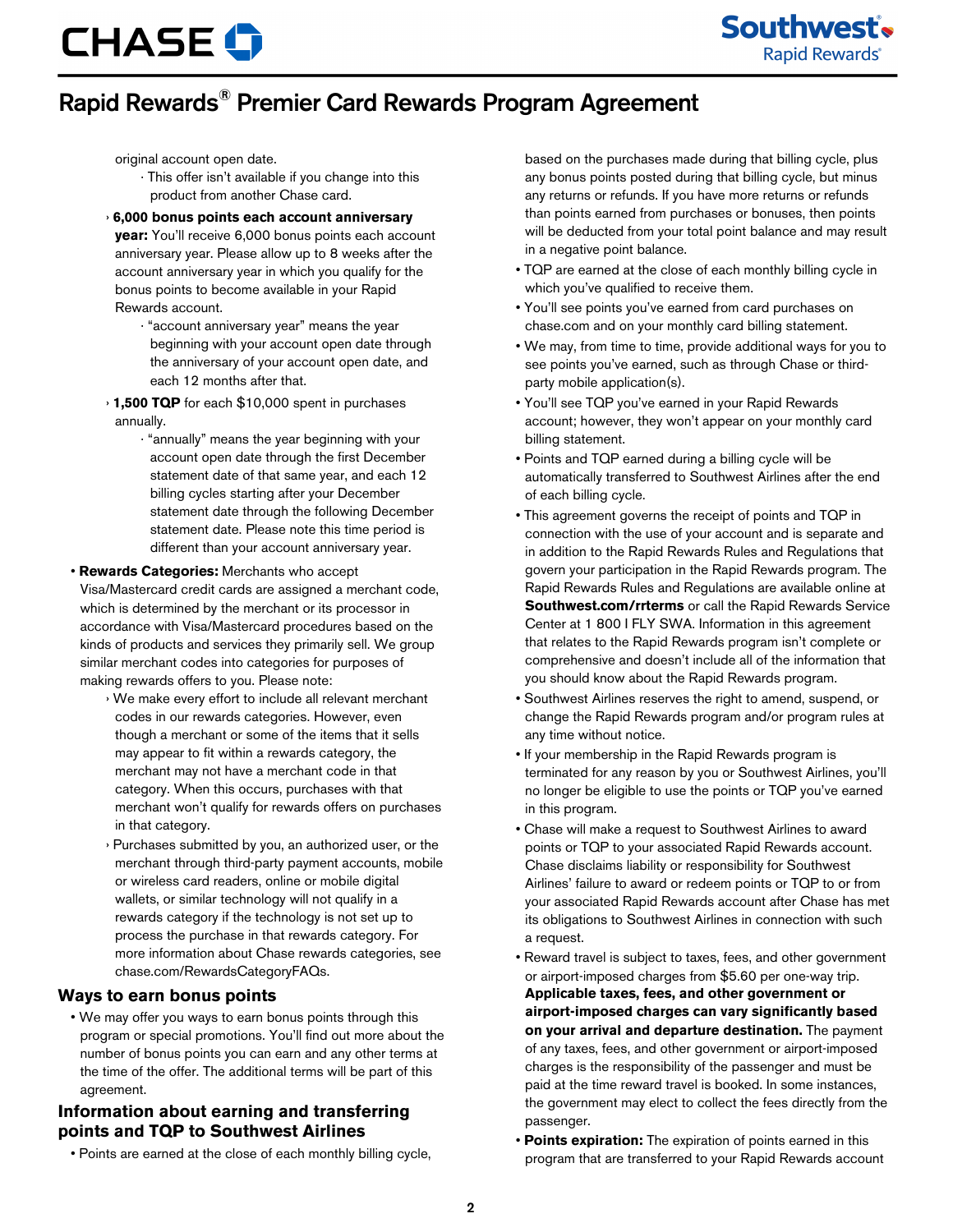original account open date.

- This offer isn't available if you change into this product from another Chase card.

- **6,000 bonus points each account anniversary year:** You'll receive 6,000 bonus points each account anniversary year. Please allow up to 8 weeks after the account anniversary year in which you qualify for the bonus points to become available in your Rapid Rewards account.
  - "account anniversary year" means the year beginning with your account open date through the anniversary of your account open date, and each 12 months after that.
- **1,500 TQP** for each $10,000 spent in purchases annually.
  - "annually" means the year beginning with your account open date through the first December statement date of that same year, and each 12 billing cycles starting after your December statement date through the following December statement date. Please note this time period is different than your account anniversary year.

- **Rewards Categories:** Merchants who accept Visa/Mastercard credit cards are assigned a merchant code, which is determined by the merchant or its processor in accordance with Visa/Mastercard procedures based on the kinds of products and services they primarily sell. We group similar merchant codes into categories for purposes of making rewards offers to you. Please note:
  - We make every effort to include all relevant merchant codes in our rewards categories. However, even though a merchant or some of the items that it sells may appear to fit within a rewards category, the merchant may not have a merchant code in that category. When this occurs, purchases with that merchant won't qualify for rewards offers on purchases in that category.
  - Purchases submitted by you, an authorized user, or the merchant through third-party payment accounts, mobile or wireless card readers, online or mobile digital wallets, or similar technology will not qualify in a rewards category if the technology is not set up to process the purchase in that rewards category. For more information about Chase rewards categories, see chase.com/RewardsCategoryFAQs.

## Ways to earn bonus points

- We may offer you ways to earn bonus points through this program or special promotions. You'll find out more about the number of bonus points you can earn and any other terms at the time of the offer. The additional terms will be part of this agreement.

## Information about earning and transferring points and TQP to Southwest Airlines

- Points are earned at the close of each monthly billing cycle, based on the purchases made during that billing cycle, plus any bonus points posted during that billing cycle, but minus any returns or refunds. If you have more returns or refunds than points earned from purchases or bonuses, then points will be deducted from your total point balance and may result in a negative point balance.
- TQP are earned at the close of each monthly billing cycle in which you've qualified to receive them.
- You'll see points you've earned from card purchases on chase.com and on your monthly card billing statement.
- We may, from time to time, provide additional ways for you to see points you've earned, such as through Chase or third-party mobile application(s).
- You'll see TQP you've earned in your Rapid Rewards account; however, they won't appear on your monthly card billing statement.
- Points and TQP earned during a billing cycle will be automatically transferred to Southwest Airlines after the end of each billing cycle.
- This agreement governs the receipt of points and TQP in connection with the use of your account and is separate and in addition to the Rapid Rewards Rules and Regulations that govern your participation in the Rapid Rewards program. The Rapid Rewards Rules and Regulations are available online at **Southwest.com/rrterms** or call the Rapid Rewards Service Center at 1 800 I FLY SWA. Information in this agreement that relates to the Rapid Rewards program isn't complete or comprehensive and doesn't include all of the information that you should know about the Rapid Rewards program.
- Southwest Airlines reserves the right to amend, suspend, or change the Rapid Rewards program and/or program rules at any time without notice.
- If your membership in the Rapid Rewards program is terminated for any reason by you or Southwest Airlines, you'll no longer be eligible to use the points or TQP you've earned in this program.
- Chase will make a request to Southwest Airlines to award points or TQP to your associated Rapid Rewards account. Chase disclaims liability or responsibility for Southwest Airlines' failure to award or redeem points or TQP to or from your associated Rapid Rewards account after Chase has met its obligations to Southwest Airlines in connection with such a request.
- Reward travel is subject to taxes, fees, and other government or airport-imposed charges from $5.60 per one-way trip. **Applicable taxes, fees, and other government or airport-imposed charges can vary significantly based on your arrival and departure destination.** The payment of any taxes, fees, and other government or airport-imposed charges is the responsibility of the passenger and must be paid at the time reward travel is booked. In some instances, the government may elect to collect the fees directly from the passenger.
- **Points expiration:** The expiration of points earned in this program that are transferred to your Rapid Rewards account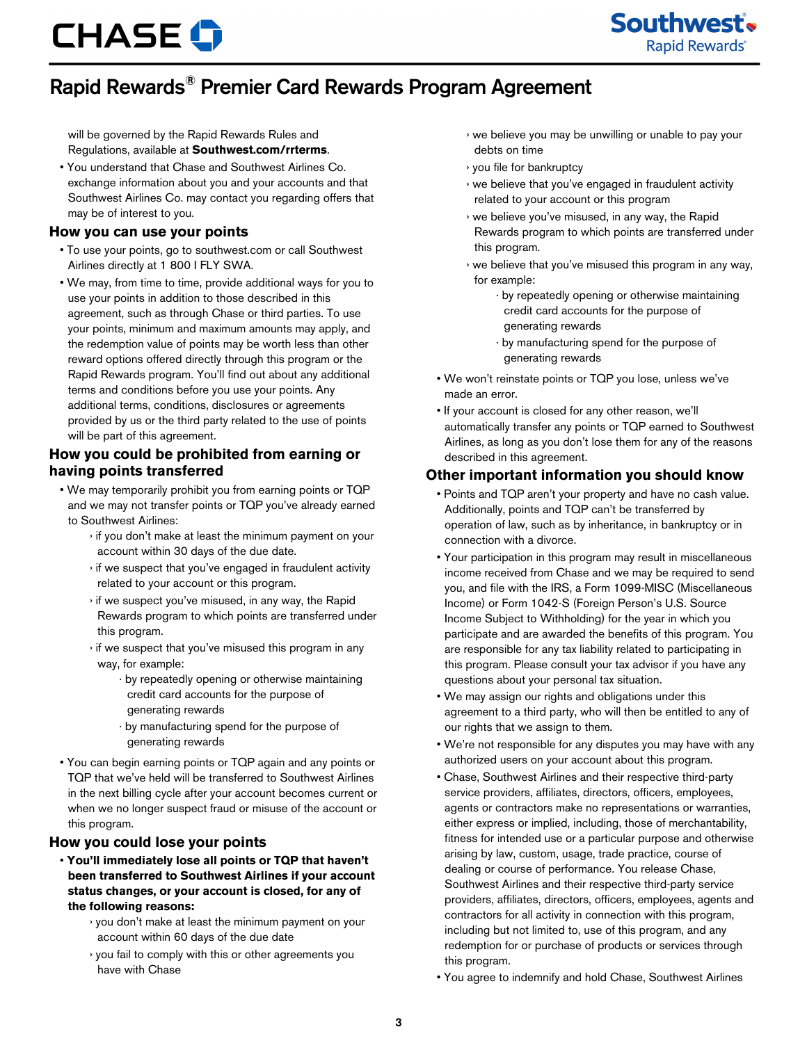will be governed by the Rapid Rewards Rules and Regulations, available at **Southwest.com/rrterms**.

- You understand that Chase and Southwest Airlines Co. exchange information about you and your accounts and that Southwest Airlines Co. may contact you regarding offers that may be of interest to you.

## How you can use your points

- To use your points, go to southwest.com or call Southwest Airlines directly at 1 800 I FLY SWA.
- We may, from time to time, provide additional ways for you to use your points in addition to those described in this agreement, such as through Chase or third parties. To use your points, minimum and maximum amounts may apply, and the redemption value of points may be worth less than other reward options offered directly through this program or the Rapid Rewards program. You'll find out about any additional terms and conditions before you use your points. Any additional terms, conditions, disclosures or agreements provided by us or the third party related to the use of points will be part of this agreement.

## How you could be prohibited from earning or having points transferred

- We may temporarily prohibit you from earning points or TQP and we may not transfer points or TQP you've already earned to Southwest Airlines:
  - if you don't make at least the minimum payment on your account within 30 days of the due date.
  - if we suspect that you've engaged in fraudulent activity related to your account or this program.
  - if we suspect you've misused, in any way, the Rapid Rewards program to which points are transferred under this program.
  - if we suspect that you've misused this program in any way, for example:
    - by repeatedly opening or otherwise maintaining credit card accounts for the purpose of generating rewards
    - by manufacturing spend for the purpose of generating rewards
- You can begin earning points or TQP again and any points or TQP that we've held will be transferred to Southwest Airlines in the next billing cycle after your account becomes current or when we no longer suspect fraud or misuse of the account or this program.

## How you could lose your points

- **You'll immediately lose all points or TQP that haven't been transferred to Southwest Airlines if your account status changes, or your account is closed, for any of the following reasons:**
  - you don't make at least the minimum payment on your account within 60 days of the due date
  - you fail to comply with this or other agreements you have with Chase
  - we believe you may be unwilling or unable to pay your debts on time
  - you file for bankruptcy
  - we believe that you've engaged in fraudulent activity related to your account or this program
  - we believe you've misused, in any way, the Rapid Rewards program to which points are transferred under this program.
  - we believe that you've misused this program in any way, for example:
    - by repeatedly opening or otherwise maintaining credit card accounts for the purpose of generating rewards
    - by manufacturing spend for the purpose of generating rewards
- We won't reinstate points or TQP you lose, unless we've made an error.
- If your account is closed for any other reason, we'll automatically transfer any points or TQP earned to Southwest Airlines, as long as you don't lose them for any of the reasons described in this agreement.

## Other important information you should know

- Points and TQP aren't your property and have no cash value. Additionally, points and TQP can't be transferred by operation of law, such as by inheritance, in bankruptcy or in connection with a divorce.
- Your participation in this program may result in miscellaneous income received from Chase and we may be required to send you, and file with the IRS, a Form 1099-MISC (Miscellaneous Income) or Form 1042-S (Foreign Person's U.S. Source Income Subject to Withholding) for the year in which you participate and are awarded the benefits of this program. You are responsible for any tax liability related to participating in this program. Please consult your tax advisor if you have any questions about your personal tax situation.
- We may assign our rights and obligations under this agreement to a third party, who will then be entitled to any of our rights that we assign to them.
- We're not responsible for any disputes you may have with any authorized users on your account about this program.
- Chase, Southwest Airlines and their respective third-party service providers, affiliates, directors, officers, employees, agents or contractors make no representations or warranties, either express or implied, including, those of merchantability, fitness for intended use or a particular purpose and otherwise arising by law, custom, usage, trade practice, course of dealing or course of performance. You release Chase, Southwest Airlines and their respective third-party service providers, affiliates, directors, officers, employees, agents and contractors for all activity in connection with this program, including but not limited to, use of this program, and any redemption for or purchase of products or services through this program.
- You agree to indemnify and hold Chase, Southwest Airlines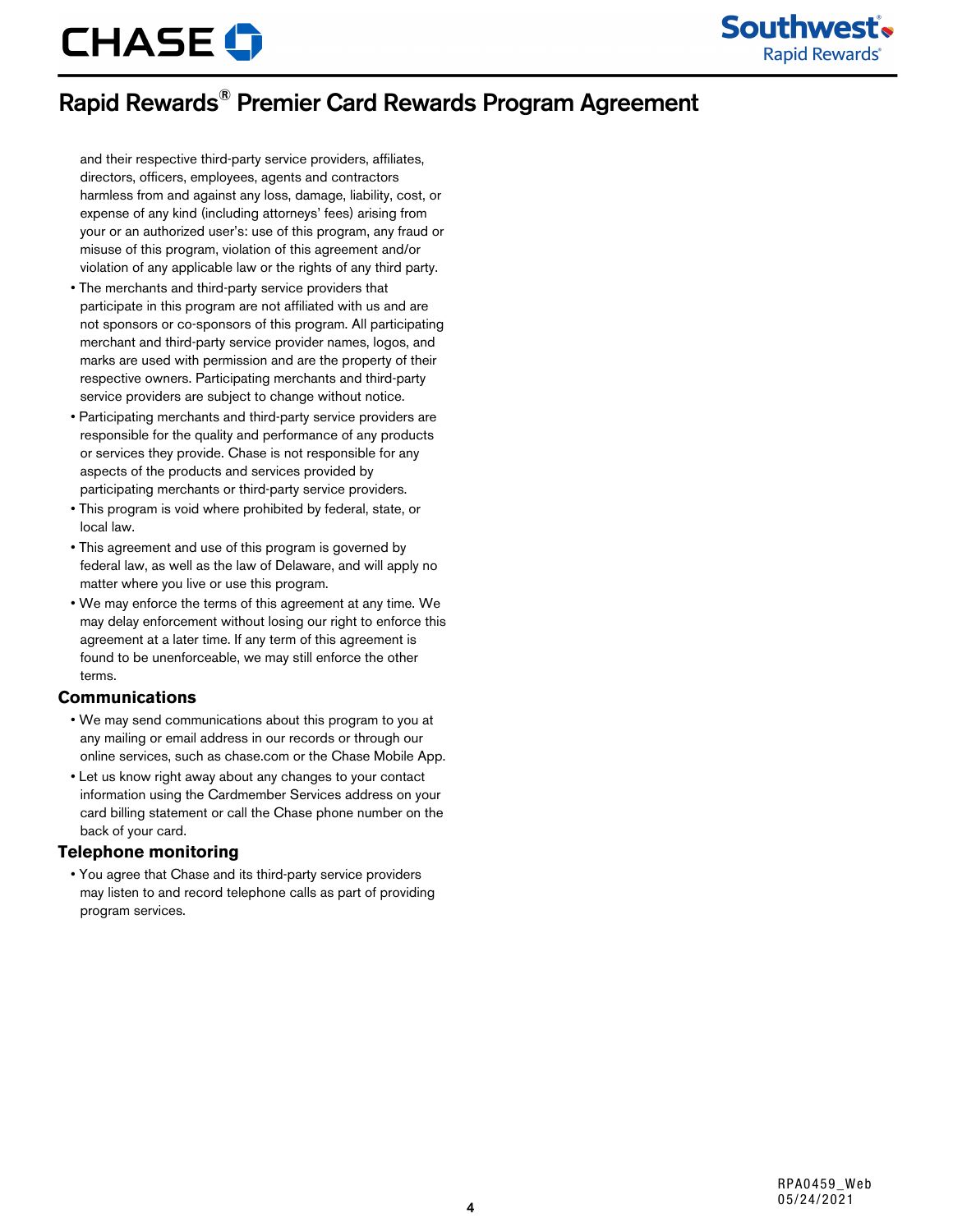and their respective third-party service providers, affiliates, directors, officers, employees, agents and contractors harmless from and against any loss, damage, liability, cost, or expense of any kind (including attorneys' fees) arising from your or an authorized user's: use of this program, any fraud or misuse of this program, violation of this agreement and/or violation of any applicable law or the rights of any third party.

- The merchants and third-party service providers that participate in this program are not affiliated with us and are not sponsors or co-sponsors of this program. All participating merchant and third-party service provider names, logos, and marks are used with permission and are the property of their respective owners. Participating merchants and third-party service providers are subject to change without notice.
- Participating merchants and third-party service providers are responsible for the quality and performance of any products or services they provide. Chase is not responsible for any aspects of the products and services provided by participating merchants or third-party service providers.
- This program is void where prohibited by federal, state, or local law.
- This agreement and use of this program is governed by federal law, as well as the law of Delaware, and will apply no matter where you live or use this program.
- We may enforce the terms of this agreement at any time. We may delay enforcement without losing our right to enforce this agreement at a later time. If any term of this agreement is found to be unenforceable, we may still enforce the other terms.

## Communications

- We may send communications about this program to you at any mailing or email address in our records or through our online services, such as chase.com or the Chase Mobile App.
- Let us know right away about any changes to your contact information using the Cardmember Services address on your card billing statement or call the Chase phone number on the back of your card.

## Telephone monitoring

- You agree that Chase and its third-party service providers may listen to and record telephone calls as part of providing program services.

RPA0459_Web
05/24/2021